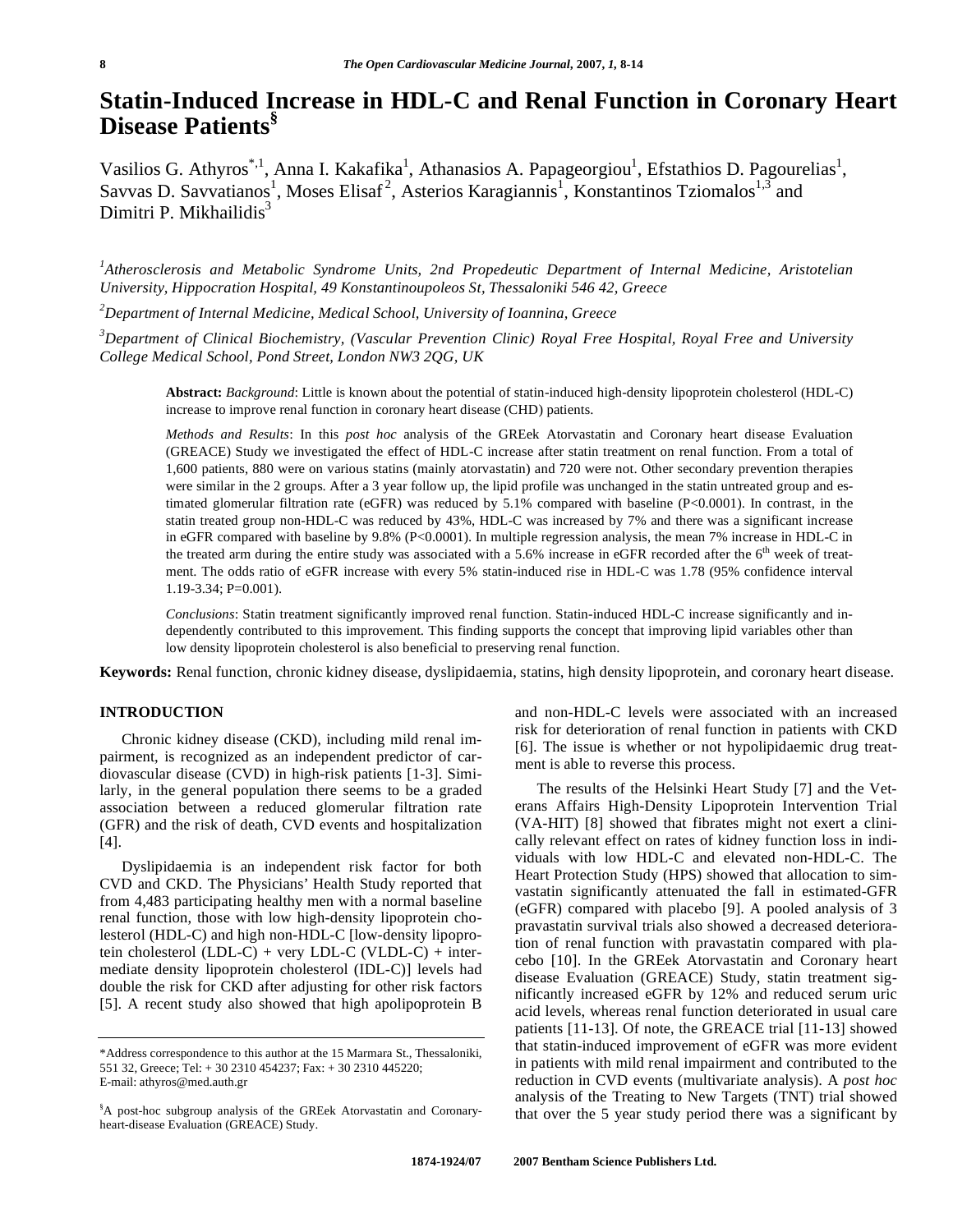# Statin-Induced Increase in HDL-C and Renal Function in Coronary Heart Disease Patients[§]

Vasilios G. Athyros[*,1], Anna I. Kakafika[1], Athanasios A. Papageorgiou[1], Efstathios D. Pagourelias[1], Savvas D. Savvatianos[1], Moses Elisaf[2], Asterios Karagiannis[1], Konstantinos Tziomalos[1,3] and Dimitri P. Mikhailidis[3]

*[1]Atherosclerosis and Metabolic Syndrome Units, 2nd Propedeutic Department of Internal Medicine, Aristotelian University, Hippocration Hospital, 49 Konstantinoupoleos St, Thessaloniki 546 42, Greece*

*[2]Department of Internal Medicine, Medical School, University of Ioannina, Greece*

*[3]Department of Clinical Biochemistry, (Vascular Prevention Clinic) Royal Free Hospital, Royal Free and University College Medical School, Pond Street, London NW3 2QG, UK*

**Abstract:** *Background*: Little is known about the potential of statin-induced high-density lipoprotein cholesterol (HDL-C) increase to improve renal function in coronary heart disease (CHD) patients.

*Methods and Results*: In this *post hoc* analysis of the GREek Atorvastatin and Coronary heart disease Evaluation (GREACE) Study we investigated the effect of HDL-C increase after statin treatment on renal function. From a total of 1,600 patients, 880 were on various statins (mainly atorvastatin) and 720 were not. Other secondary prevention therapies were similar in the 2 groups. After a 3 year follow up, the lipid profile was unchanged in the statin untreated group and estimated glomerular filtration rate (eGFR) was reduced by 5.1% compared with baseline (P<0.0001). In contrast, in the statin treated group non-HDL-C was reduced by 43%, HDL-C was increased by 7% and there was a significant increase in eGFR compared with baseline by 9.8% (P<0.0001). In multiple regression analysis, the mean 7% increase in HDL-C in the treated arm during the entire study was associated with a 5.6% increase in eGFR recorded after the 6th week of treatment. The odds ratio of eGFR increase with every 5% statin-induced rise in HDL-C was 1.78 (95% confidence interval 1.19-3.34; P=0.001).

*Conclusions*: Statin treatment significantly improved renal function. Statin-induced HDL-C increase significantly and independently contributed to this improvement. This finding supports the concept that improving lipid variables other than low density lipoprotein cholesterol is also beneficial to preserving renal function.

**Keywords:** Renal function, chronic kidney disease, dyslipidaemia, statins, high density lipoprotein, and coronary heart disease.

## INTRODUCTION

Chronic kidney disease (CKD), including mild renal impairment, is recognized as an independent predictor of cardiovascular disease (CVD) in high-risk patients [1-3]. Similarly, in the general population there seems to be a graded association between a reduced glomerular filtration rate (GFR) and the risk of death, CVD events and hospitalization [4].

Dyslipidaemia is an independent risk factor for both CVD and CKD. The Physicians' Health Study reported that from 4,483 participating healthy men with a normal baseline renal function, those with low high-density lipoprotein cholesterol (HDL-C) and high non-HDL-C [low-density lipoprotein cholesterol (LDL-C) + very LDL-C (VLDL-C) + intermediate density lipoprotein cholesterol (IDL-C)] levels had double the risk for CKD after adjusting for other risk factors [5]. A recent study also showed that high apolipoprotein B and non-HDL-C levels were associated with an increased risk for deterioration of renal function in patients with CKD [6]. The issue is whether or not hypolipidaemic drug treatment is able to reverse this process.

The results of the Helsinki Heart Study [7] and the Veterans Affairs High-Density Lipoprotein Intervention Trial (VA-HIT) [8] showed that fibrates might not exert a clinically relevant effect on rates of kidney function loss in individuals with low HDL-C and elevated non-HDL-C. The Heart Protection Study (HPS) showed that allocation to simvastatin significantly attenuated the fall in estimated-GFR (eGFR) compared with placebo [9]. A pooled analysis of 3 pravastatin survival trials also showed a decreased deterioration of renal function with pravastatin compared with placebo [10]. In the GREek Atorvastatin and Coronary heart disease Evaluation (GREACE) Study, statin treatment significantly increased eGFR by 12% and reduced serum uric acid levels, whereas renal function deteriorated in usual care patients [11-13]. Of note, the GREACE trial [11-13] showed that statin-induced improvement of eGFR was more evident in patients with mild renal impairment and contributed to the reduction in CVD events (multivariate analysis). A *post hoc* analysis of the Treating to New Targets (TNT) trial showed that over the 5 year study period there was a significant by

\*Address correspondence to this author at the 15 Marmara St., Thessaloniki, 551 32, Greece; Tel: + 30 2310 454237; Fax: + 30 2310 445220; E-mail: athyros@med.auth.gr

[§]A post-hoc subgroup analysis of the GREek Atorvastatin and Coronary-heart-disease Evaluation (GREACE) Study.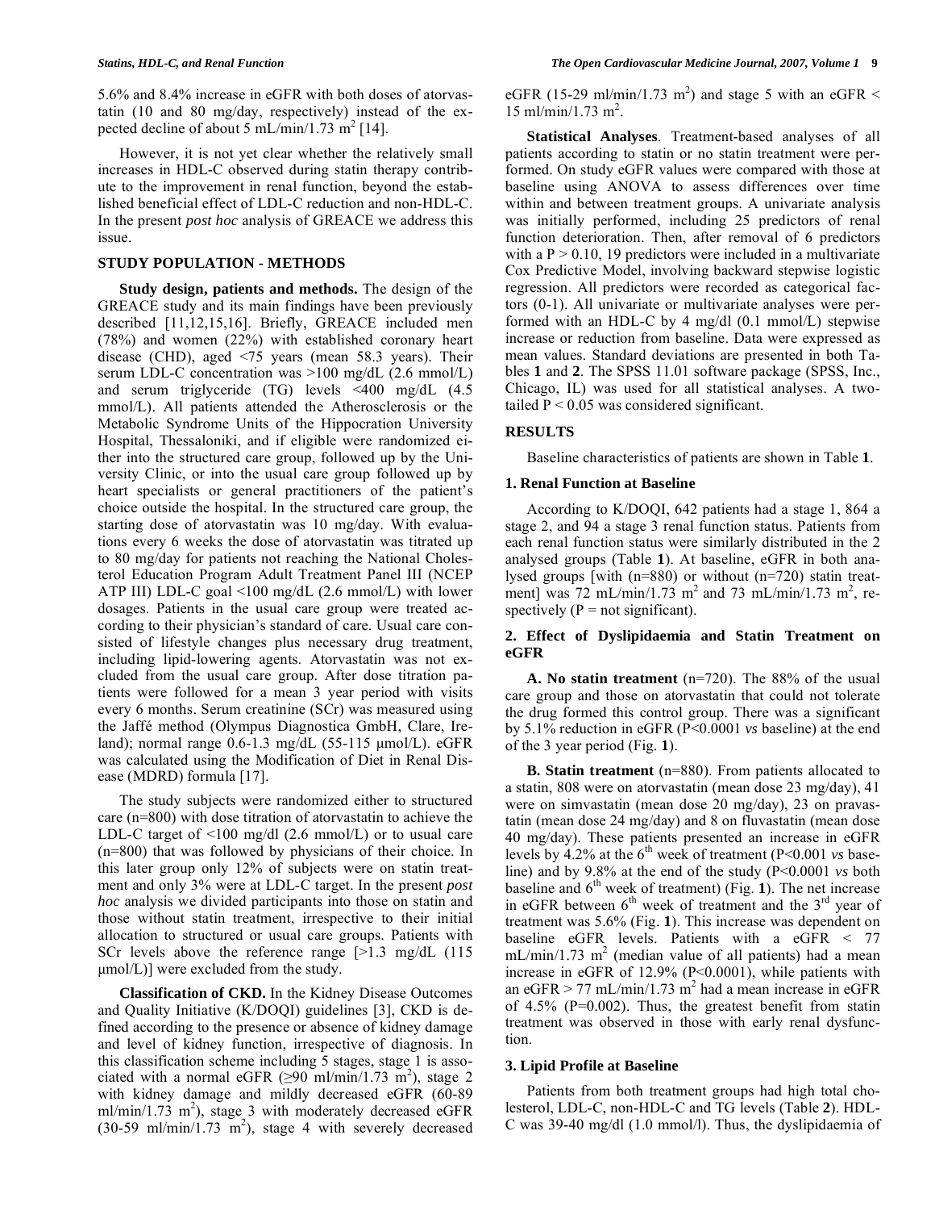5.6% and 8.4% increase in eGFR with both doses of atorvastatin (10 and 80 mg/day, respectively) instead of the expected decline of about 5 mL/min/1.73 $m^2$ [14].

However, it is not yet clear whether the relatively small increases in HDL-C observed during statin therapy contribute to the improvement in renal function, beyond the established beneficial effect of LDL-C reduction and non-HDL-C. In the present *post hoc* analysis of GREACE we address this issue.

## STUDY POPULATION - METHODS

**Study design, patients and methods.** The design of the GREACE study and its main findings have been previously described [11,12,15,16]. Briefly, GREACE included men (78%) and women (22%) with established coronary heart disease (CHD), aged <75 years (mean 58.3 years). Their serum LDL-C concentration was >100 mg/dL (2.6 mmol/L) and serum triglyceride (TG) levels <400 mg/dL (4.5 mmol/L). All patients attended the Atherosclerosis or the Metabolic Syndrome Units of the Hippocration University Hospital, Thessaloniki, and if eligible were randomized either into the structured care group, followed up by the University Clinic, or into the usual care group followed up by heart specialists or general practitioners of the patient's choice outside the hospital. In the structured care group, the starting dose of atorvastatin was 10 mg/day. With evaluations every 6 weeks the dose of atorvastatin was titrated up to 80 mg/day for patients not reaching the National Cholesterol Education Program Adult Treatment Panel III (NCEP ATP III) LDL-C goal <100 mg/dL (2.6 mmol/L) with lower dosages. Patients in the usual care group were treated according to their physician's standard of care. Usual care consisted of lifestyle changes plus necessary drug treatment, including lipid-lowering agents. Atorvastatin was not excluded from the usual care group. After dose titration patients were followed for a mean 3 year period with visits every 6 months. Serum creatinine (SCr) was measured using the Jaffé method (Olympus Diagnostica GmbH, Clare, Ireland); normal range 0.6-1.3 mg/dL (55-115 μmol/L). eGFR was calculated using the Modification of Diet in Renal Disease (MDRD) formula [17].

The study subjects were randomized either to structured care (n=800) with dose titration of atorvastatin to achieve the LDL-C target of <100 mg/dl (2.6 mmol/L) or to usual care (n=800) that was followed by physicians of their choice. In this later group only 12% of subjects were on statin treatment and only 3% were at LDL-C target. In the present *post hoc* analysis we divided participants into those on statin and those without statin treatment, irrespective of their initial allocation to structured or usual care groups. Patients with SCr levels above the reference range [>1.3 mg/dL (115 μmol/L)] were excluded from the study.

**Classification of CKD.** In the Kidney Disease Outcomes and Quality Initiative (K/DOQI) guidelines [3], CKD is defined according to the presence or absence of kidney damage and level of kidney function, irrespective of diagnosis. In this classification scheme including 5 stages, stage 1 is associated with a normal eGFR (≥90 ml/min/1.73 $m^2$), stage 2 with kidney damage and mildly decreased eGFR (60-89 ml/min/1.73 $m^2$), stage 3 with moderately decreased eGFR (30-59 ml/min/1.73 $m^2$), stage 4 with severely decreased eGFR (15-29 ml/min/1.73 $m^2$) and stage 5 with an eGFR < 15 ml/min/1.73 $m^2$.

**Statistical Analyses**. Treatment-based analyses of all patients according to statin or no statin treatment were performed. On study eGFR values were compared with those at baseline using ANOVA to assess differences over time within and between treatment groups. A univariate analysis was initially performed, including 25 predictors of renal function deterioration. Then, after removal of 6 predictors with a $P > 0.10$, 19 predictors were included in a multivariate Cox Predictive Model, involving backward stepwise logistic regression. All predictors were recorded as categorical factors (0-1). All univariate or multivariate analyses were performed with an HDL-C by 4 mg/dl (0.1 mmol/L) stepwise increase or reduction from baseline. Data were expressed as mean values. Standard deviations are presented in both Tables **1** and **2**. The SPSS 11.01 software package (SPSS, Inc., Chicago, IL) was used for all statistical analyses. A two-tailed $P < 0.05$ was considered significant.

## RESULTS

Baseline characteristics of patients are shown in Table **1**.

### 1. Renal Function at Baseline

According to K/DOQI, 642 patients had a stage 1, 864 a stage 2, and 94 a stage 3 renal function status. Patients from each renal function status were similarly distributed in the 2 analysed groups (Table **1**). At baseline, eGFR in both analysed groups [with (n=880) or without (n=720) statin treatment] was 72 mL/min/1.73 $m^2$ and 73 mL/min/1.73 $m^2$, respectively (P = not significant).

### 2. Effect of Dyslipidaemia and Statin Treatment on eGFR

**A. No statin treatment** (n=720). The 88% of the usual care group and those on atorvastatin that could not tolerate the drug formed this control group. There was a significant by 5.1% reduction in eGFR ($P<0.0001$ *vs* baseline) at the end of the 3 year period (Fig. **1**).

**B. Statin treatment** (n=880). From patients allocated to a statin, 808 were on atorvastatin (mean dose 23 mg/day), 41 were on simvastatin (mean dose 20 mg/day), 23 on pravastatin (mean dose 24 mg/day) and 8 on fluvastatin (mean dose 40 mg/day). These patients presented an increase in eGFR levels by 4.2% at the $6^{th}$ week of treatment ($P<0.001$ *vs* baseline) and by 9.8% at the end of the study ($P<0.0001$ *vs* both baseline and $6^{th}$ week of treatment) (Fig. **1**). The net increase in eGFR between $6^{th}$ week of treatment and the $3^{rd}$ year of treatment was 5.6% (Fig. **1**). This increase was dependent on baseline eGFR levels. Patients with a eGFR < 77 mL/min/1.73 $m^2$ (median value of all patients) had a mean increase in eGFR of 12.9% ($P<0.0001$), while patients with an eGFR > 77 mL/min/1.73 $m^2$ had a mean increase in eGFR of 4.5% (P=0.002). Thus, the greatest benefit from statin treatment was observed in those with early renal dysfunction.

### 3. Lipid Profile at Baseline

Patients from both treatment groups had high total cholesterol, LDL-C, non-HDL-C and TG levels (Table **2**). HDL-C was 39-40 mg/dl (1.0 mmol/l). Thus, the dyslipidaemia of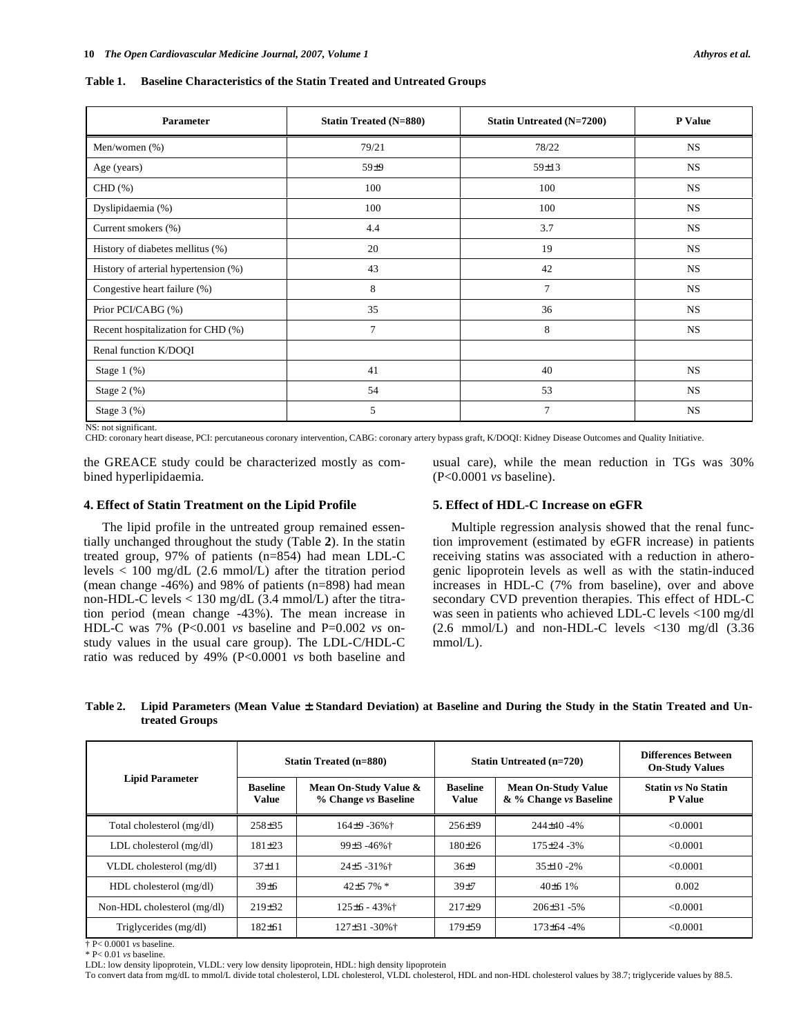**Table 1. Baseline Characteristics of the Statin Treated and Untreated Groups**

| Parameter | Statin Treated (N=880) | Statin Untreated (N=7200) | P Value |
|---|---|---|---|
| Men/women (%) | 79/21 | 78/22 | NS |
| Age (years) | 59±9 | 59±13 | NS |
| CHD (%) | 100 | 100 | NS |
| Dyslipidaemia (%) | 100 | 100 | NS |
| Current smokers (%) | 4.4 | 3.7 | NS |
| History of diabetes mellitus (%) | 20 | 19 | NS |
| History of arterial hypertension (%) | 43 | 42 | NS |
| Congestive heart failure (%) | 8 | 7 | NS |
| Prior PCI/CABG (%) | 35 | 36 | NS |
| Recent hospitalization for CHD (%) | 7 | 8 | NS |
| Renal function K/DOQI | | | |
| Stage 1 (%) | 41 | 40 | NS |
| Stage 2 (%) | 54 | 53 | NS |
| Stage 3 (%) | 5 | 7 | NS |

NS: not significant.
CHD: coronary heart disease, PCI: percutaneous coronary intervention, CABG: coronary artery bypass graft, K/DOQI: Kidney Disease Outcomes and Quality Initiative.

the GREACE study could be characterized mostly as combined hyperlipidaemia.

## 4. Effect of Statin Treatment on the Lipid Profile

The lipid profile in the untreated group remained essentially unchanged throughout the study (Table **2**). In the statin treated group, 97% of patients (n=854) had mean LDL-C levels < 100 mg/dL (2.6 mmol/L) after the titration period (mean change -46%) and 98% of patients (n=898) had mean non-HDL-C levels < 130 mg/dL (3.4 mmol/L) after the titration period (mean change -43%). The mean increase in HDL-C was 7% (P<0.001 *vs* baseline and P=0.002 *vs* on-study values in the usual care group). The LDL-C/HDL-C ratio was reduced by 49% (P<0.0001 *vs* both baseline and usual care), while the mean reduction in TGs was 30% (P<0.0001 *vs* baseline).

## 5. Effect of HDL-C Increase on eGFR

Multiple regression analysis showed that the renal function improvement (estimated by eGFR increase) in patients receiving statins was associated with a reduction in atherogenic lipoprotein levels as well as with the statin-induced increases in HDL-C (7% from baseline), over and above secondary CVD prevention therapies. This effect of HDL-C was seen in patients who achieved LDL-C levels <100 mg/dl (2.6 mmol/L) and non-HDL-C levels <130 mg/dl (3.36 mmol/L).

**Table 2. Lipid Parameters (Mean Value ± Standard Deviation) at Baseline and During the Study in the Statin Treated and Untreated Groups**

| Lipid Parameter | Statin Treated (n=880) | | Statin Untreated (n=720) | | Differences Between On-Study Values |
|---|---|---|---|---|---|
| | Baseline Value | Mean On-Study Value & % Change *vs* Baseline | Baseline Value | Mean On-Study Value & % Change *vs* Baseline | Statin *vs* No Statin P Value |
| Total cholesterol (mg/dl) | 258±35 | 164±9 -36%† | 256±39 | 244±40 -4% | <0.0001 |
| LDL cholesterol (mg/dl) | 181±23 | 99±3 -46%† | 180±26 | 175±24 -3% | <0.0001 |
| VLDL cholesterol (mg/dl) | 37±11 | 24±5 -31%† | 36±9 | 35±10 -2% | <0.0001 |
| HDL cholesterol (mg/dl) | 39±6 | 42±5 7% * | 39±7 | 40±6 1% | 0.002 |
| Non-HDL cholesterol (mg/dl) | 219±32 | 125±6 - 43%† | 217±29 | 206±31 -5% | <0.0001 |
| Triglycerides (mg/dl) | 182±61 | 127±31 -30%† | 179±59 | 173±64 -4% | <0.0001 |

† P< 0.0001 *vs* baseline.
\* P< 0.01 *vs* baseline.
LDL: low density lipoprotein, VLDL: very low density lipoprotein, HDL: high density lipoprotein
To convert data from mg/dL to mmol/L divide total cholesterol, LDL cholesterol, VLDL cholesterol, HDL and non-HDL cholesterol values by 38.7; triglyceride values by 88.5.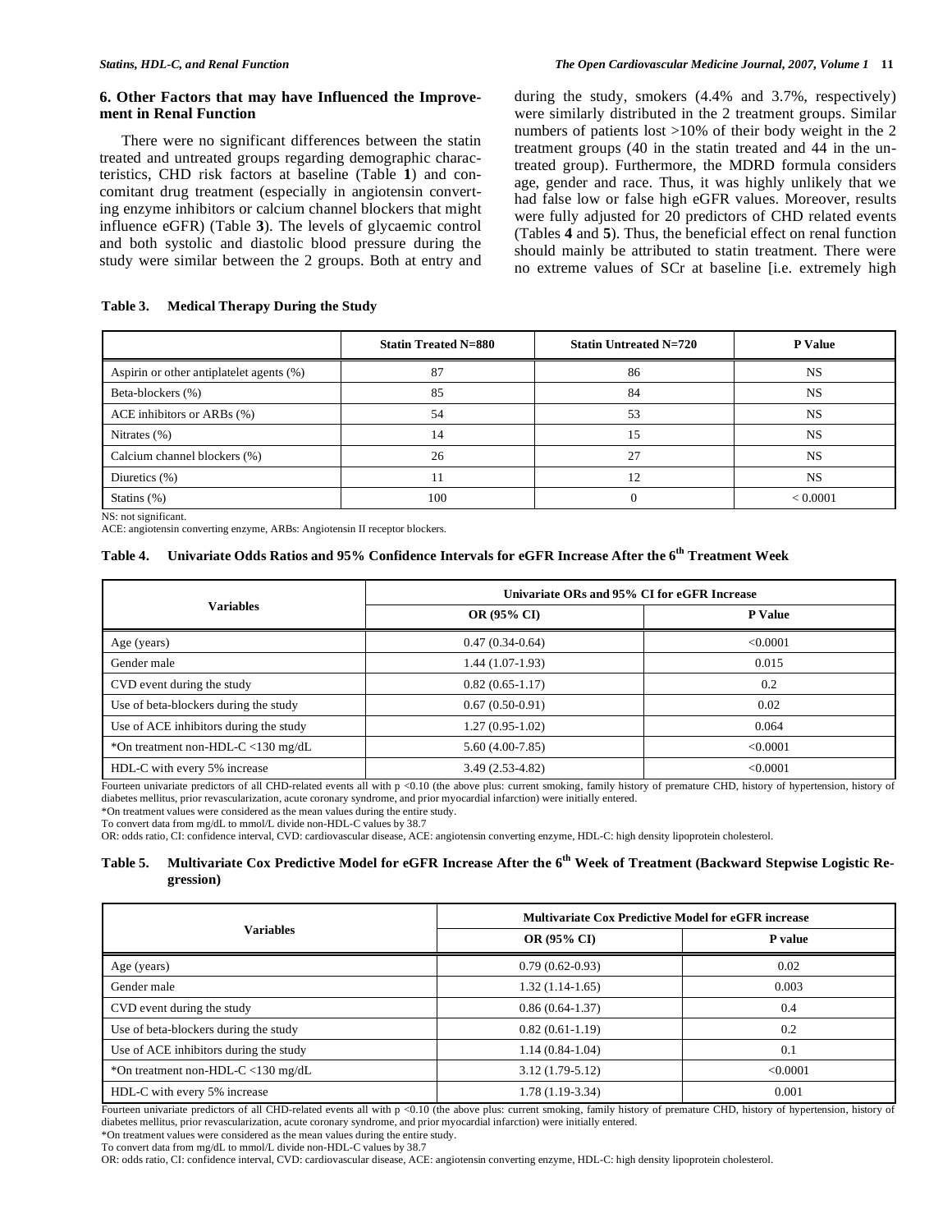### 6. Other Factors that may have Influenced the Improvement in Renal Function

There were no significant differences between the statin treated and untreated groups regarding demographic characteristics, CHD risk factors at baseline (Table **1**) and concomitant drug treatment (especially in angiotensin converting enzyme inhibitors or calcium channel blockers that might influence eGFR) (Table **3**). The levels of glycaemic control and both systolic and diastolic blood pressure during the study were similar between the 2 groups. Both at entry and during the study, smokers (4.4% and 3.7%, respectively) were similarly distributed in the 2 treatment groups. Similar numbers of patients lost >10% of their body weight in the 2 treatment groups (40 in the statin treated and 44 in the untreated group). Furthermore, the MDRD formula considers age, gender and race. Thus, it was highly unlikely that we had false low or false high eGFR values. Moreover, results were fully adjusted for 20 predictors of CHD related events (Tables **4** and **5**). Thus, the beneficial effect on renal function should mainly be attributed to statin treatment. There were no extreme values of SCr at baseline [i.e. extremely high

**Table 3. Medical Therapy During the Study**

| | Statin Treated N=880 | Statin Untreated N=720 | P Value |
|---|---|---|---|
| Aspirin or other antiplatelet agents (%) | 87 | 86 | NS |
| Beta-blockers (%) | 85 | 84 | NS |
| ACE inhibitors or ARBs (%) | 54 | 53 | NS |
| Nitrates (%) | 14 | 15 | NS |
| Calcium channel blockers (%) | 26 | 27 | NS |
| Diuretics (%) | 11 | 12 | NS |
| Statins (%) | 100 | 0 | < 0.0001 |

NS: not significant.
ACE: angiotensin converting enzyme, ARBs: Angiotensin II receptor blockers.

**Table 4. Univariate Odds Ratios and 95% Confidence Intervals for eGFR Increase After the 6th Treatment Week**

| Variables | Univariate ORs and 95% CI for eGFR Increase | |
|---|---|---|
| | OR (95% CI) | P Value |
| Age (years) | 0.47 (0.34-0.64) | <0.0001 |
| Gender male | 1.44 (1.07-1.93) | 0.015 |
| CVD event during the study | 0.82 (0.65-1.17) | 0.2 |
| Use of beta-blockers during the study | 0.67 (0.50-0.91) | 0.02 |
| Use of ACE inhibitors during the study | 1.27 (0.95-1.02) | 0.064 |
| *On treatment non-HDL-C <130 mg/dL | 5.60 (4.00-7.85) | <0.0001 |
| HDL-C with every 5% increase | 3.49 (2.53-4.82) | <0.0001 |

Fourteen univariate predictors of all CHD-related events all with p <0.10 (the above plus: current smoking, family history of premature CHD, history of hypertension, history of diabetes mellitus, prior revascularization, acute coronary syndrome, and prior myocardial infarction) were initially entered.
*On treatment values were considered as the mean values during the entire study.
To convert data from mg/dL to mmol/L divide non-HDL-C values by 38.7
OR: odds ratio, CI: confidence interval, CVD: cardiovascular disease, ACE: angiotensin converting enzyme, HDL-C: high density lipoprotein cholesterol.

**Table 5. Multivariate Cox Predictive Model for eGFR Increase After the 6th Week of Treatment (Backward Stepwise Logistic Regression)**

| Variables | Multivariate Cox Predictive Model for eGFR increase | |
|---|---|---|
| | OR (95% CI) | P value |
| Age (years) | 0.79 (0.62-0.93) | 0.02 |
| Gender male | 1.32 (1.14-1.65) | 0.003 |
| CVD event during the study | 0.86 (0.64-1.37) | 0.4 |
| Use of beta-blockers during the study | 0.82 (0.61-1.19) | 0.2 |
| Use of ACE inhibitors during the study | 1.14 (0.84-1.04) | 0.1 |
| *On treatment non-HDL-C <130 mg/dL | 3.12 (1.79-5.12) | <0.0001 |
| HDL-C with every 5% increase | 1.78 (1.19-3.34) | 0.001 |

Fourteen univariate predictors of all CHD-related events all with p <0.10 (the above plus: current smoking, family history of premature CHD, history of hypertension, history of diabetes mellitus, prior revascularization, acute coronary syndrome, and prior myocardial infarction) were initially entered.
*On treatment values were considered as the mean values during the entire study.
To convert data from mg/dL to mmol/L divide non-HDL-C values by 38.7
OR: odds ratio, CI: confidence interval, CVD: cardiovascular disease, ACE: angiotensin converting enzyme, HDL-C: high density lipoprotein cholesterol.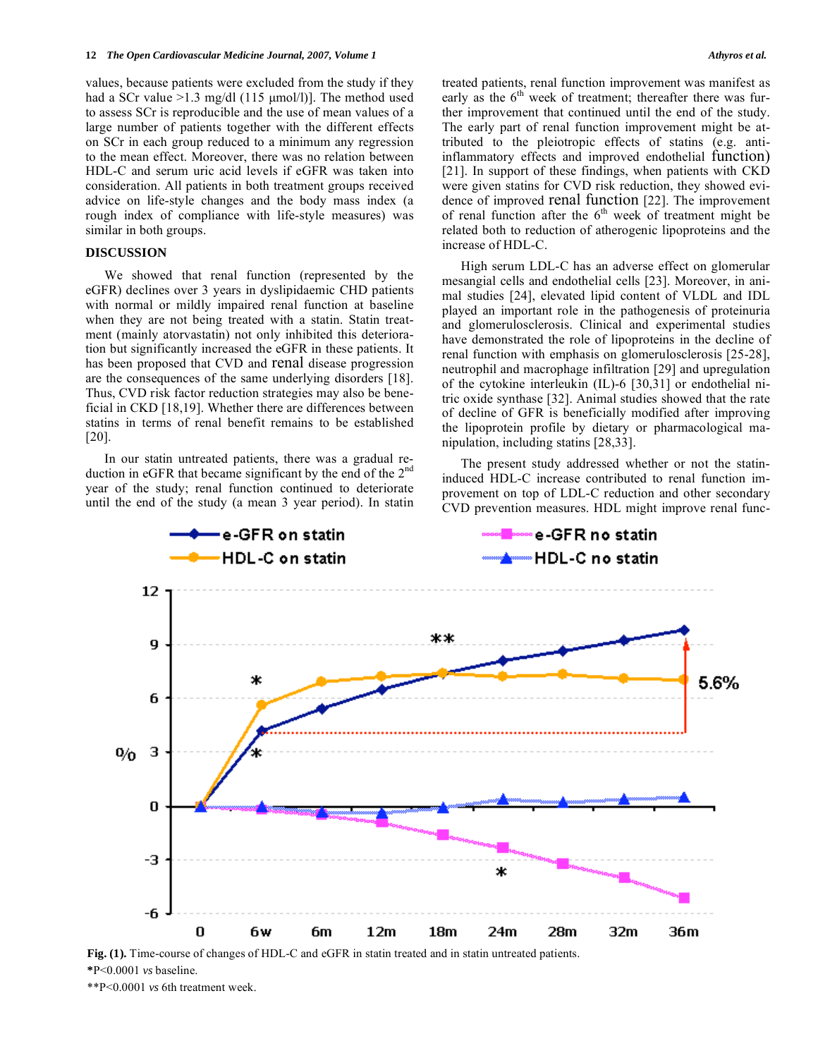values, because patients were excluded from the study if they had a SCr value >1.3 mg/dl (115 μmol/l)]. The method used to assess SCr is reproducible and the use of mean values of a large number of patients together with the different effects on SCr in each group reduced to a minimum any regression to the mean effect. Moreover, there was no relation between HDL-C and serum uric acid levels if eGFR was taken into consideration. All patients in both treatment groups received advice on life-style changes and the body mass index (a rough index of compliance with life-style measures) was similar in both groups.

## DISCUSSION

We showed that renal function (represented by the eGFR) declines over 3 years in dyslipidaemic CHD patients with normal or mildly impaired renal function at baseline when they are not being treated with a statin. Statin treatment (mainly atorvastatin) not only inhibited this deterioration but significantly increased the eGFR in these patients. It has been proposed that CVD and renal disease progression are the consequences of the same underlying disorders [18]. Thus, CVD risk factor reduction strategies may also be beneficial in CKD [18,19]. Whether there are differences between statins in terms of renal benefit remains to be established [20].

In our statin untreated patients, there was a gradual reduction in eGFR that became significant by the end of the 2nd year of the study; renal function continued to deteriorate until the end of the study (a mean 3 year period). In statin treated patients, renal function improvement was manifest as early as the 6th week of treatment; thereafter there was further improvement that continued until the end of the study. The early part of renal function improvement might be attributed to the pleiotropic effects of statins (e.g. anti-inflammatory effects and improved endothelial function) [21]. In support of these findings, when patients with CKD were given statins for CVD risk reduction, they showed evidence of improved renal function [22]. The improvement of renal function after the 6th week of treatment might be related both to reduction of atherogenic lipoproteins and the increase of HDL-C.

High serum LDL-C has an adverse effect on glomerular mesangial cells and endothelial cells [23]. Moreover, in animal studies [24], elevated lipid content of VLDL and IDL played an important role in the pathogenesis of proteinuria and glomerulosclerosis. Clinical and experimental studies have demonstrated the role of lipoproteins in the decline of renal function with emphasis on glomerulosclerosis [25-28], neutrophil and macrophage infiltration [29] and upregulation of the cytokine interleukin (IL)-6 [30,31] or endothelial nitric oxide synthase [32]. Animal studies showed that the rate of decline of GFR is beneficially modified after improving the lipoprotein profile by dietary or pharmacological manipulation, including statins [28,33].

The present study addressed whether or not the statin-induced HDL-C increase contributed to renal function improvement on top of LDL-C reduction and other secondary CVD prevention measures. HDL might improve renal func-

**Fig. (1).** Time-course of changes of HDL-C and eGFR in statin treated and in statin untreated patients.
*P<0.0001 *vs* baseline.
**P<0.0001 *vs* 6th treatment week.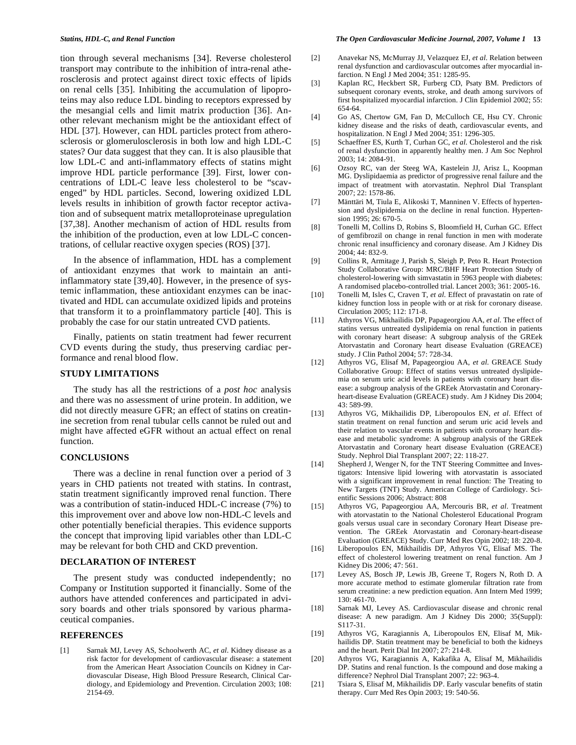tion through several mechanisms [34]. Reverse cholesterol transport may contribute to the inhibition of intra-renal atherosclerosis and protect against direct toxic effects of lipids on renal cells [35]. Inhibiting the accumulation of lipoproteins may also reduce LDL binding to receptors expressed by the mesangial cells and limit matrix production [36]. Another relevant mechanism might be the antioxidant effect of HDL [37]. However, can HDL particles protect from atherosclerosis or glomerulosclerosis in both low and high LDL-C states? Our data suggest that they can. It is also plausible that low LDL-C and anti-inflammatory effects of statins might improve HDL particle performance [39]. First, lower concentrations of LDL-C leave less cholesterol to be "scavenged" by HDL particles. Second, lowering oxidized LDL levels results in inhibition of growth factor receptor activation and of subsequent matrix metalloproteinase upregulation [37,38]. Another mechanism of action of HDL results from the inhibition of the production, even at low LDL-C concentrations, of cellular reactive oxygen species (ROS) [37].

In the absence of inflammation, HDL has a complement of antioxidant enzymes that work to maintain an anti-inflammatory state [39,40]. However, in the presence of systemic inflammation, these antioxidant enzymes can be inactivated and HDL can accumulate oxidized lipids and proteins that transform it to a proinflammatory particle [40]. This is probably the case for our statin untreated CVD patients.

Finally, patients on statin treatment had fewer recurrent CVD events during the study, thus preserving cardiac performance and renal blood flow.

## STUDY LIMITATIONS

The study has all the restrictions of a *post hoc* analysis and there was no assessment of urine protein. In addition, we did not directly measure GFR; an effect of statins on creatinine secretion from renal tubular cells cannot be ruled out and might have affected eGFR without an actual effect on renal function.

## CONCLUSIONS

There was a decline in renal function over a period of 3 years in CHD patients not treated with statins. In contrast, statin treatment significantly improved renal function. There was a contribution of statin-induced HDL-C increase (7%) to this improvement over and above low non-HDL-C levels and other potentially beneficial therapies. This evidence supports the concept that improving lipid variables other than LDL-C may be relevant for both CHD and CKD prevention.

## DECLARATION OF INTEREST

The present study was conducted independently; no Company or Institution supported it financially. Some of the authors have attended conferences and participated in advisory boards and other trials sponsored by various pharmaceutical companies.

## REFERENCES

[1] Sarnak MJ, Levey AS, Schoolwerth AC, *et al*. Kidney disease as a risk factor for development of cardiovascular disease: a statement from the American Heart Association Councils on Kidney in Cardiovascular Disease, High Blood Pressure Research, Clinical Cardiology, and Epidemiology and Prevention. Circulation 2003; 108: 2154-69.

[2] Anavekar NS, McMurray JJ, Velazquez EJ, *et al*. Relation between renal dysfunction and cardiovascular outcomes after myocardial infarction. N Engl J Med 2004; 351: 1285-95.

[3] Kaplan RC, Heckbert SR, Furberg CD, Psaty BM. Predictors of subsequent coronary events, stroke, and death among survivors of first hospitalized myocardial infarction. J Clin Epidemiol 2002; 55: 654-64.

[4] Go AS, Chertow GM, Fan D, McCulloch CE, Hsu CY. Chronic kidney disease and the risks of death, cardiovascular events, and hospitalization. N Engl J Med 2004; 351: 1296-305.

[5] Schaeffner ES, Kurth T, Curhan GC, *et al*. Cholesterol and the risk of renal dysfunction in apparently healthy men. J Am Soc Nephrol 2003; 14: 2084-91.

[6] Ozsoy RC, van der Steeg WA, Kastelein JJ, Arisz L, Koopman MG. Dyslipidaemia as predictor of progressive renal failure and the impact of treatment with atorvastatin. Nephrol Dial Transplant 2007; 22: 1578-86.

[7] Mänttäri M, Tiula E, Alikoski T, Manninen V. Effects of hypertension and dyslipidemia on the decline in renal function. Hypertension 1995; 26: 670-5.

[8] Tonelli M, Collins D, Robins S, Bloomfield H, Curhan GC. Effect of gemfibrozil on change in renal function in men with moderate chronic renal insufficiency and coronary disease. Am J Kidney Dis 2004; 44: 832-9.

[9] Collins R, Armitage J, Parish S, Sleigh P, Peto R. Heart Protection Study Collaborative Group: MRC/BHF Heart Protection Study of cholesterol-lowering with simvastatin in 5963 people with diabetes: A randomised placebo-controlled trial. Lancet 2003; 361: 2005-16.

[10] Tonelli M, Isles C, Craven T, *et al*. Effect of pravastatin on rate of kidney function loss in people with or at risk for coronary disease. Circulation 2005; 112: 171-8.

[11] Athyros VG, Mikhailidis DP, Papageorgiou AA, *et al*. The effect of statins versus untreated dyslipidemia on renal function in patients with coronary heart disease: A subgroup analysis of the GREek Atorvastatin and Coronary heart disease Evaluation (GREACE) study. J Clin Pathol 2004; 57: 728-34.

[12] Athyros VG, Elisaf M, Papageorgiou AA, *et al*. GREACE Study Collaborative Group: Effect of statins versus untreated dyslipidemia on serum uric acid levels in patients with coronary heart disease: a subgroup analysis of the GREek Atorvastatin and Coronary-heart-disease Evaluation (GREACE) study. Am J Kidney Dis 2004; 43: 589-99.

[13] Athyros VG, Mikhailidis DP, Liberopoulos EN, *et al*. Effect of statin treatment on renal function and serum uric acid levels and their relation to vascular events in patients with coronary heart disease and metabolic syndrome: A subgroup analysis of the GREek Atorvastatin and Coronary heart disease Evaluation (GREACE) Study. Nephrol Dial Transplant 2007; 22: 118-27.

[14] Shepherd J, Wenger N, for the TNT Steering Committee and Investigators: Intensive lipid lowering with atorvastatin is associated with a significant improvement in renal function: The Treating to New Targets (TNT) Study. American College of Cardiology. Scientific Sessions 2006; Abstract: 808

[15] Athyros VG, Papageorgiou AA, Mercouris BR, *et al*. Treatment with atorvastatin to the National Cholesterol Educational Program goals versus usual care in secondary Coronary Heart Disease prevention. The GREek Atorvastatin and Coronary-heart-disease Evaluation (GREACE) Study. Curr Med Res Opin 2002; 18: 220-8.

[16] Liberopoulos EN, Mikhailidis DP, Athyros VG, Elisaf MS. The effect of cholesterol lowering treatment on renal function. Am J Kidney Dis 2006; 47: 561.

[17] Levey AS, Bosch JP, Lewis JB, Greene T, Rogers N, Roth D. A more accurate method to estimate glomerular filtration rate from serum creatinine: a new prediction equation. Ann Intern Med 1999; 130: 461-70.

[18] Sarnak MJ, Levey AS. Cardiovascular disease and chronic renal disease: A new paradigm. Am J Kidney Dis 2000; 35(Suppl): S117-31.

[19] Athyros VG, Karagiannis A, Liberopoulos EN, Elisaf M, Mikhailidis DP. Statin treatment may be beneficial to both the kidneys and the heart. Perit Dial Int 2007; 27: 214-8.

[20] Athyros VG, Karagiannis A, Kakafika A, Elisaf M, Mikhailidis DP. Statins and renal function. Is the compound and dose making a difference? Nephrol Dial Transplant 2007; 22: 963-4.

[21] Tsiara S, Elisaf M, Mikhailidis DP. Early vascular benefits of statin therapy. Curr Med Res Opin 2003; 19: 540-56.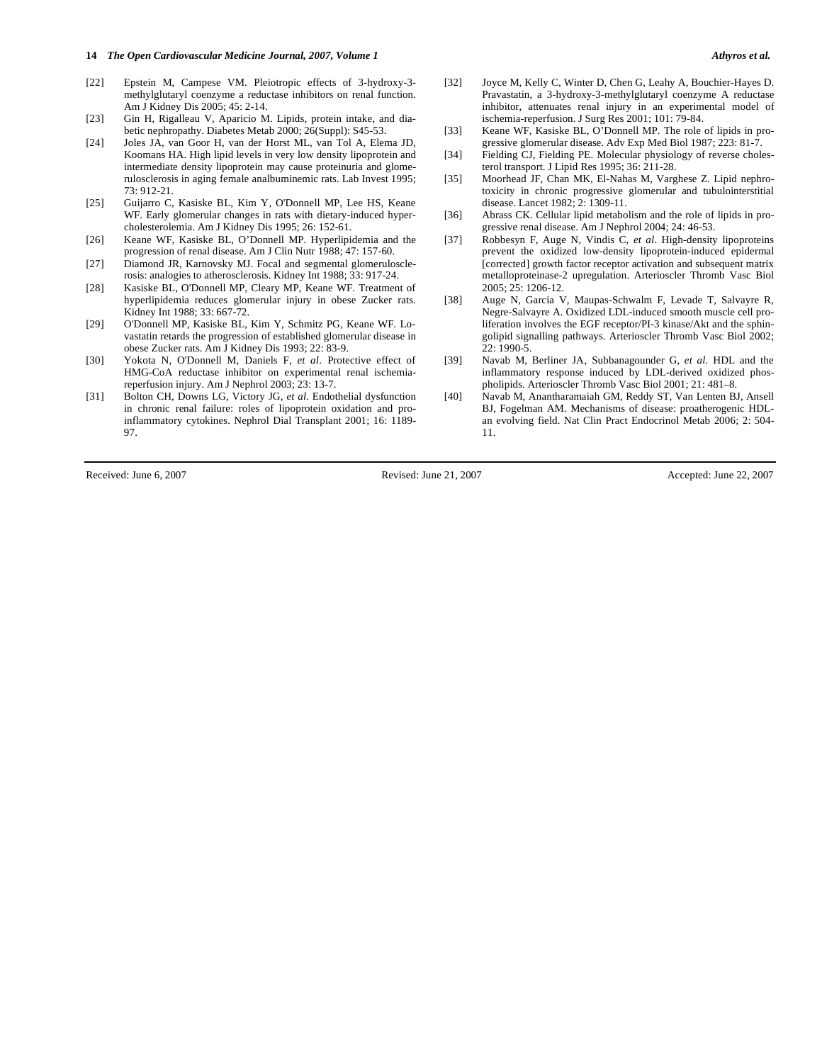[22] Epstein M, Campese VM. Pleiotropic effects of 3-hydroxy-3-methylglutaryl coenzyme a reductase inhibitors on renal function. Am J Kidney Dis 2005; 45: 2-14.

[23] Gin H, Rigalleau V, Aparicio M. Lipids, protein intake, and diabetic nephropathy. Diabetes Metab 2000; 26(Suppl): S45-53.

[24] Joles JA, van Goor H, van der Horst ML, van Tol A, Elema JD, Koomans HA. High lipid levels in very low density lipoprotein and intermediate density lipoprotein may cause proteinuria and glomerulosclerosis in aging female analbuminemic rats. Lab Invest 1995; 73: 912-21.

[25] Guijarro C, Kasiske BL, Kim Y, O'Donnell MP, Lee HS, Keane WF. Early glomerular changes in rats with dietary-induced hypercholesterolemia. Am J Kidney Dis 1995; 26: 152-61.

[26] Keane WF, Kasiske BL, O'Donnell MP. Hyperlipidemia and the progression of renal disease. Am J Clin Nutr 1988; 47: 157-60.

[27] Diamond JR, Karnovsky MJ. Focal and segmental glomerulosclerosis: analogies to atherosclerosis. Kidney Int 1988; 33: 917-24.

[28] Kasiske BL, O'Donnell MP, Cleary MP, Keane WF. Treatment of hyperlipidemia reduces glomerular injury in obese Zucker rats. Kidney Int 1988; 33: 667-72.

[29] O'Donnell MP, Kasiske BL, Kim Y, Schmitz PG, Keane WF. Lovastatin retards the progression of established glomerular disease in obese Zucker rats. Am J Kidney Dis 1993; 22: 83-9.

[30] Yokota N, O'Donnell M, Daniels F, *et al*. Protective effect of HMG-CoA reductase inhibitor on experimental renal ischemia-reperfusion injury. Am J Nephrol 2003; 23: 13-7.

[31] Bolton CH, Downs LG, Victory JG, *et al*. Endothelial dysfunction in chronic renal failure: roles of lipoprotein oxidation and pro-inflammatory cytokines. Nephrol Dial Transplant 2001; 16: 1189-97.

[32] Joyce M, Kelly C, Winter D, Chen G, Leahy A, Bouchier-Hayes D. Pravastatin, a 3-hydroxy-3-methylglutaryl coenzyme A reductase inhibitor, attenuates renal injury in an experimental model of ischemia-reperfusion. J Surg Res 2001; 101: 79-84.

[33] Keane WF, Kasiske BL, O'Donnell MP. The role of lipids in progressive glomerular disease. Adv Exp Med Biol 1987; 223: 81-7.

[34] Fielding CJ, Fielding PE. Molecular physiology of reverse cholesterol transport. J Lipid Res 1995; 36: 211-28.

[35] Moorhead JF, Chan MK, El-Nahas M, Varghese Z. Lipid nephrotoxicity in chronic progressive glomerular and tubulointerstitial disease. Lancet 1982; 2: 1309-11.

[36] Abrass CK. Cellular lipid metabolism and the role of lipids in progressive renal disease. Am J Nephrol 2004; 24: 46-53.

[37] Robbesyn F, Auge N, Vindis C, *et al*. High-density lipoproteins prevent the oxidized low-density lipoprotein-induced epidermal [corrected] growth factor receptor activation and subsequent matrix metalloproteinase-2 upregulation. Arterioscler Thromb Vasc Biol 2005; 25: 1206-12.

[38] Auge N, Garcia V, Maupas-Schwalm F, Levade T, Salvayre R, Negre-Salvayre A. Oxidized LDL-induced smooth muscle cell proliferation involves the EGF receptor/PI-3 kinase/Akt and the sphingolipid signalling pathways. Arterioscler Thromb Vasc Biol 2002; 22: 1990-5.

[39] Navab M, Berliner JA, Subbanagounder G, *et al*. HDL and the inflammatory response induced by LDL-derived oxidized phospholipids. Arterioscler Thromb Vasc Biol 2001; 21: 481–8.

[40] Navab M, Anantharamaiah GM, Reddy ST, Van Lenten BJ, Ansell BJ, Fogelman AM. Mechanisms of disease: proatherogenic HDL-an evolving field. Nat Clin Pract Endocrinol Metab 2006; 2: 504-11.

Received: June 6, 2007 Revised: June 21, 2007 Accepted: June 22, 2007